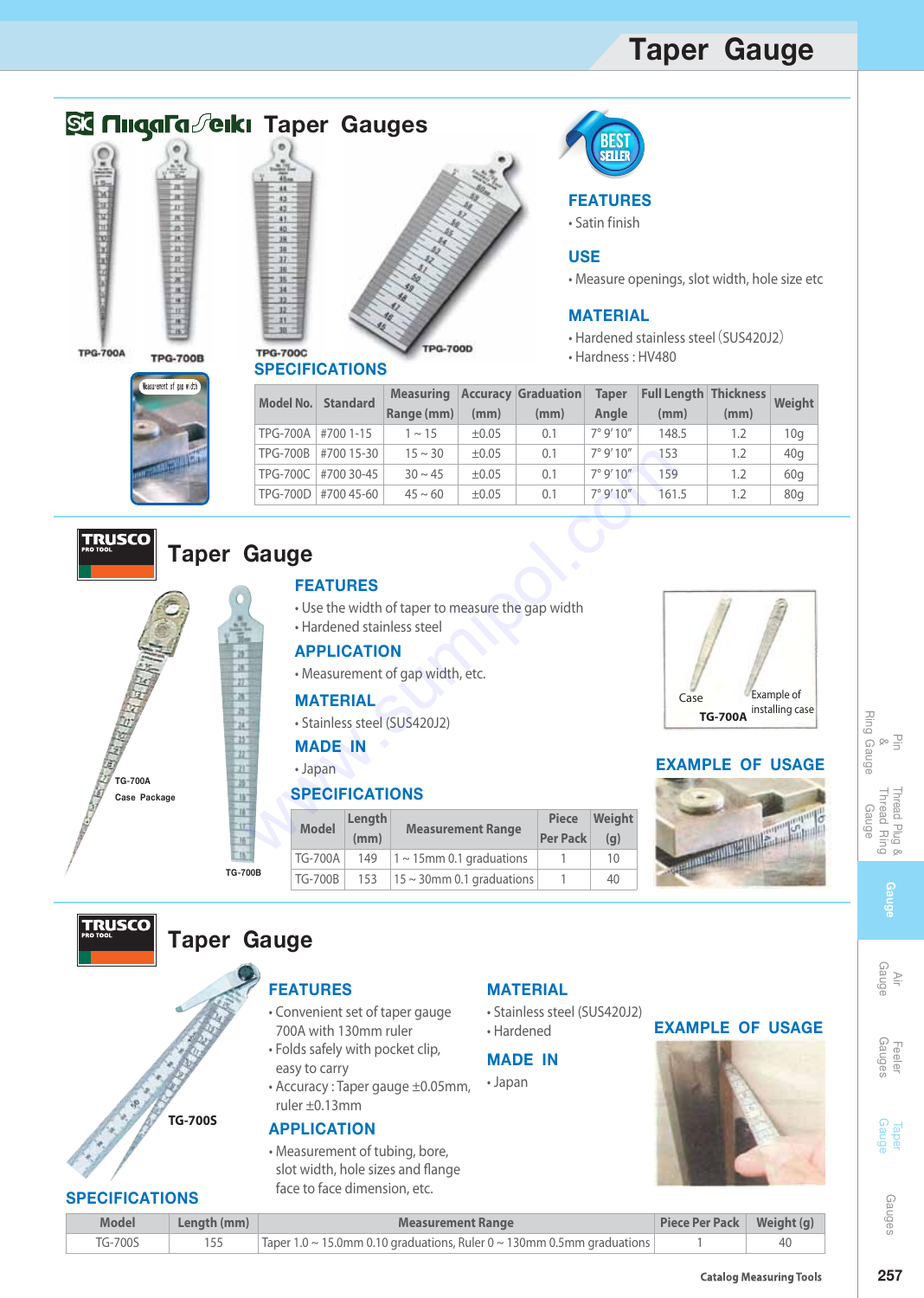# Taper Gauge

## Niigata Seiki Taper Gauges

TPG-700A TPG-700B TPG-700C TPG-700D

### FEATURES
- Satin finish

### USE
- Measure openings, slot width, hole size etc

### MATERIAL
- Hardened stainless steel (SUS420J2)
- Hardness : HV480

### SPECIFICATIONS

| Model No. | Standard | Measuring Range (mm) | Accuracy (mm) | Graduation (mm) | Taper Angle | Full Length (mm) | Thickness (mm) | Weight |
|---|---|---|---|---|---|---|---|---|
| TPG-700A | #700 1-15 | 1 ~ 15 | ±0.05 | 0.1 | 7° 9′ 10″ | 148.5 | 1.2 | 10g |
| TPG-700B | #700 15-30 | 15 ~ 30 | ±0.05 | 0.1 | 7° 9′ 10″ | 153 | 1.2 | 40g |
| TPG-700C | #700 30-45 | 30 ~ 45 | ±0.05 | 0.1 | 7° 9′ 10″ | 159 | 1.2 | 60g |
| TPG-700D | #700 45-60 | 45 ~ 60 | ±0.05 | 0.1 | 7° 9′ 10″ | 161.5 | 1.2 | 80g |

## TRUSCO Taper Gauge

TG-700A Case Package

TG-700B

### FEATURES
- Use the width of taper to measure the gap width
- Hardened stainless steel

### APPLICATION
- Measurement of gap width, etc.

### MATERIAL
- Stainless steel (SUS420J2)

### MADE IN
- Japan

Case / Example of installing case

TG-700A

### EXAMPLE OF USAGE

### SPECIFICATIONS

| Model | Length (mm) | Measurement Range | Piece Per Pack | Weight (g) |
|---|---|---|---|---|
| TG-700A | 149 | 1 ~ 15mm 0.1 graduations | 1 | 10 |
| TG-700B | 153 | 15 ~ 30mm 0.1 graduations | 1 | 40 |

## TRUSCO Taper Gauge

TG-700S

### FEATURES
- Convenient set of taper gauge 700A with 130mm ruler
- Folds safely with pocket clip, easy to carry
- Accuracy : Taper gauge ±0.05mm, ruler ±0.13mm

### APPLICATION
- Measurement of tubing, bore, slot width, hole sizes and flange face to face distance, etc.

### MATERIAL
- Stainless steel (SUS420J2)
- Hardened

### MADE IN
- Japan

### EXAMPLE OF USAGE

### SPECIFICATIONS

| Model | Length (mm) | Measurement Range | Piece Per Pack | Weight (g) |
|---|---|---|---|---|
| TG-700S | 155 | Taper 1.0 ~ 15.0mm 0.10 graduations, Ruler 0 ~ 130mm 0.5mm graduations | 1 | 40 |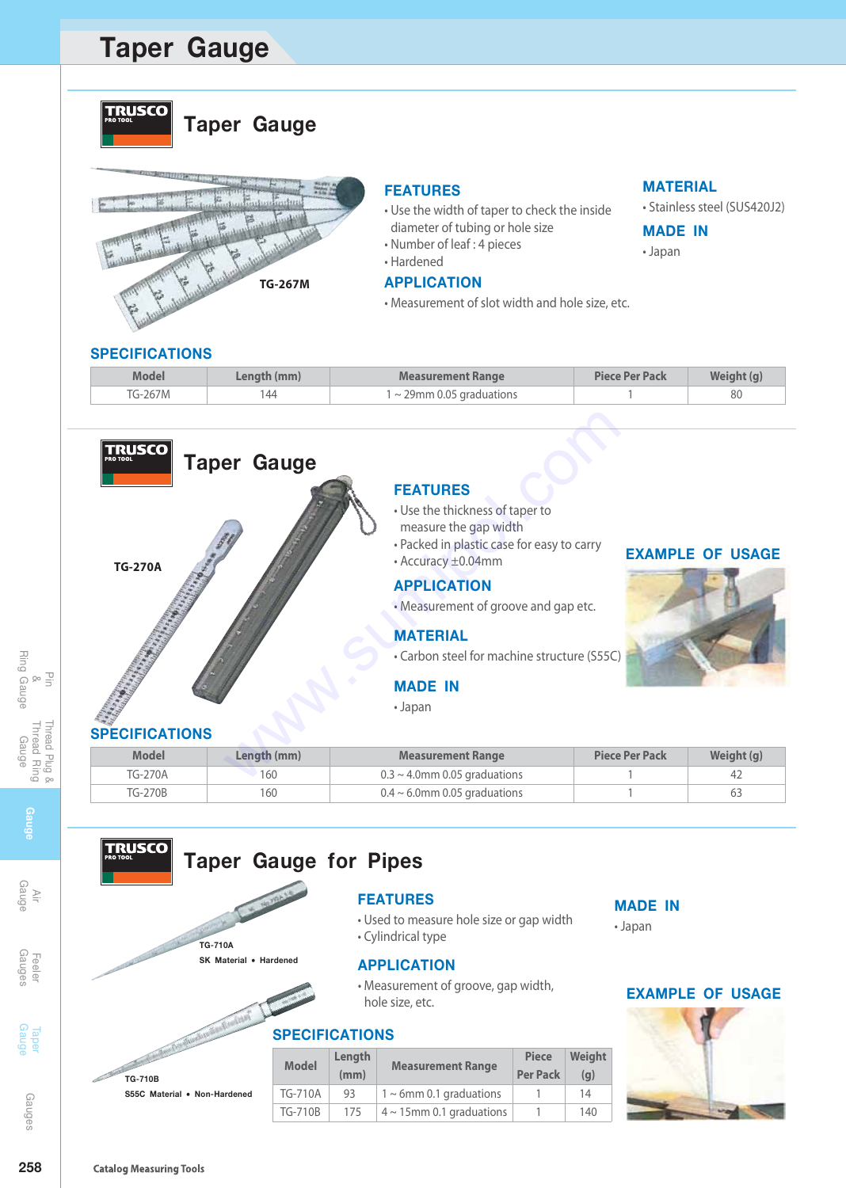# Taper Gauge

## TRUSCO PRO TOOL Taper Gauge

TG-267M

### FEATURES
- Use the width of taper to check the inside diameter of tubing or hole size
- Number of leaf : 4 pieces
- Hardened

### APPLICATION
- Measurement of slot width and hole size, etc.

### MATERIAL
- Stainless steel (SUS420J2)

### MADE IN
- Japan

### SPECIFICATIONS

| Model | Length (mm) | Measurement Range | Piece Per Pack | Weight (g) |
|---|---|---|---|---|
| TG-267M | 144 | 1 ~ 29mm 0.05 graduations | 1 | 80 |

## TRUSCO PRO TOOL Taper Gauge

TG-270A

### FEATURES
- Use the thickness of taper to measure the gap width
- Packed in plastic case for easy to carry
- Accuracy ±0.04mm

### APPLICATION
- Measurement of groove and gap etc.

### MATERIAL
- Carbon steel for machine structure (S55C)

### MADE IN
- Japan

### EXAMPLE OF USAGE

### SPECIFICATIONS

| Model | Length (mm) | Measurement Range | Piece Per Pack | Weight (g) |
|---|---|---|---|---|
| TG-270A | 160 | 0.3 ~ 4.0mm 0.05 graduations | 1 | 42 |
| TG-270B | 160 | 0.4 ~ 6.0mm 0.05 graduations | 1 | 63 |

## TRUSCO PRO TOOL Taper Gauge for Pipes

TG-710A
SK Material • Hardened

TG-710B
S55C Material • Non-Hardened

### FEATURES
- Used to measure hole size or gap width
- Cylindrical type

### APPLICATION
- Measurement of groove, gap width, hole size, etc.

### MADE IN
- Japan

### EXAMPLE OF USAGE

### SPECIFICATIONS

| Model | Length (mm) | Measurement Range | Piece Per Pack | Weight (g) |
|---|---|---|---|---|
| TG-710A | 93 | 1 ~ 6mm 0.1 graduations | 1 | 14 |
| TG-710B | 175 | 4 ~ 15mm 0.1 graduations | 1 | 140 |